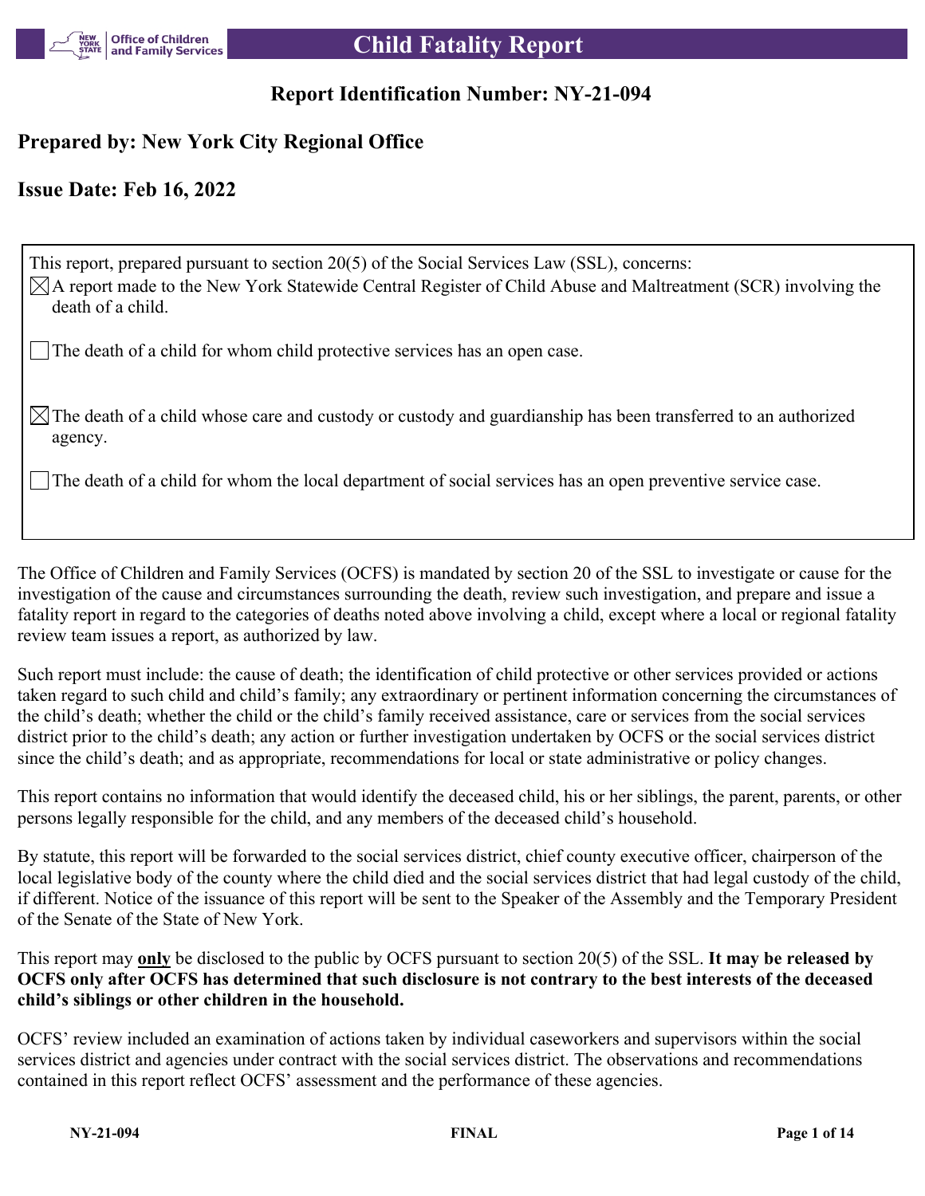# Child Fatality Report

## Report Identification Number: NY-21-094

## Prepared by: New York City Regional Office

## Issue Date: Feb 16, 2022

This report, prepared pursuant to section 20(5) of the Social Services Law (SSL), concerns:

- [x] A report made to the New York Statewide Central Register of Child Abuse and Maltreatment (SCR) involving the death of a child.
- [ ] The death of a child for whom child protective services has an open case.
- [x] The death of a child whose care and custody or custody and guardianship has been transferred to an authorized agency.
- [ ] The death of a child for whom the local department of social services has an open preventive service case.

The Office of Children and Family Services (OCFS) is mandated by section 20 of the SSL to investigate or cause for the investigation of the cause and circumstances surrounding the death, review such investigation, and prepare and issue a fatality report in regard to the categories of deaths noted above involving a child, except where a local or regional fatality review team issues a report, as authorized by law.

Such report must include: the cause of death; the identification of child protective or other services provided or actions taken regard to such child and child's family; any extraordinary or pertinent information concerning the circumstances of the child's death; whether the child or the child's family received assistance, care or services from the social services district prior to the child's death; any action or further investigation undertaken by OCFS or the social services district since the child's death; and as appropriate, recommendations for local or state administrative or policy changes.

This report contains no information that would identify the deceased child, his or her siblings, the parent, parents, or other persons legally responsible for the child, and any members of the deceased child's household.

By statute, this report will be forwarded to the social services district, chief county executive officer, chairperson of the local legislative body of the county where the child died and the social services district that had legal custody of the child, if different. Notice of the issuance of this report will be sent to the Speaker of the Assembly and the Temporary President of the Senate of the State of New York.

This report may **only** be disclosed to the public by OCFS pursuant to section 20(5) of the SSL. **It may be released by OCFS only after OCFS has determined that such disclosure is not contrary to the best interests of the deceased child's siblings or other children in the household.**

OCFS' review included an examination of actions taken by individual caseworkers and supervisors within the social services district and agencies under contract with the social services district. The observations and recommendations contained in this report reflect OCFS' assessment and the performance of these agencies.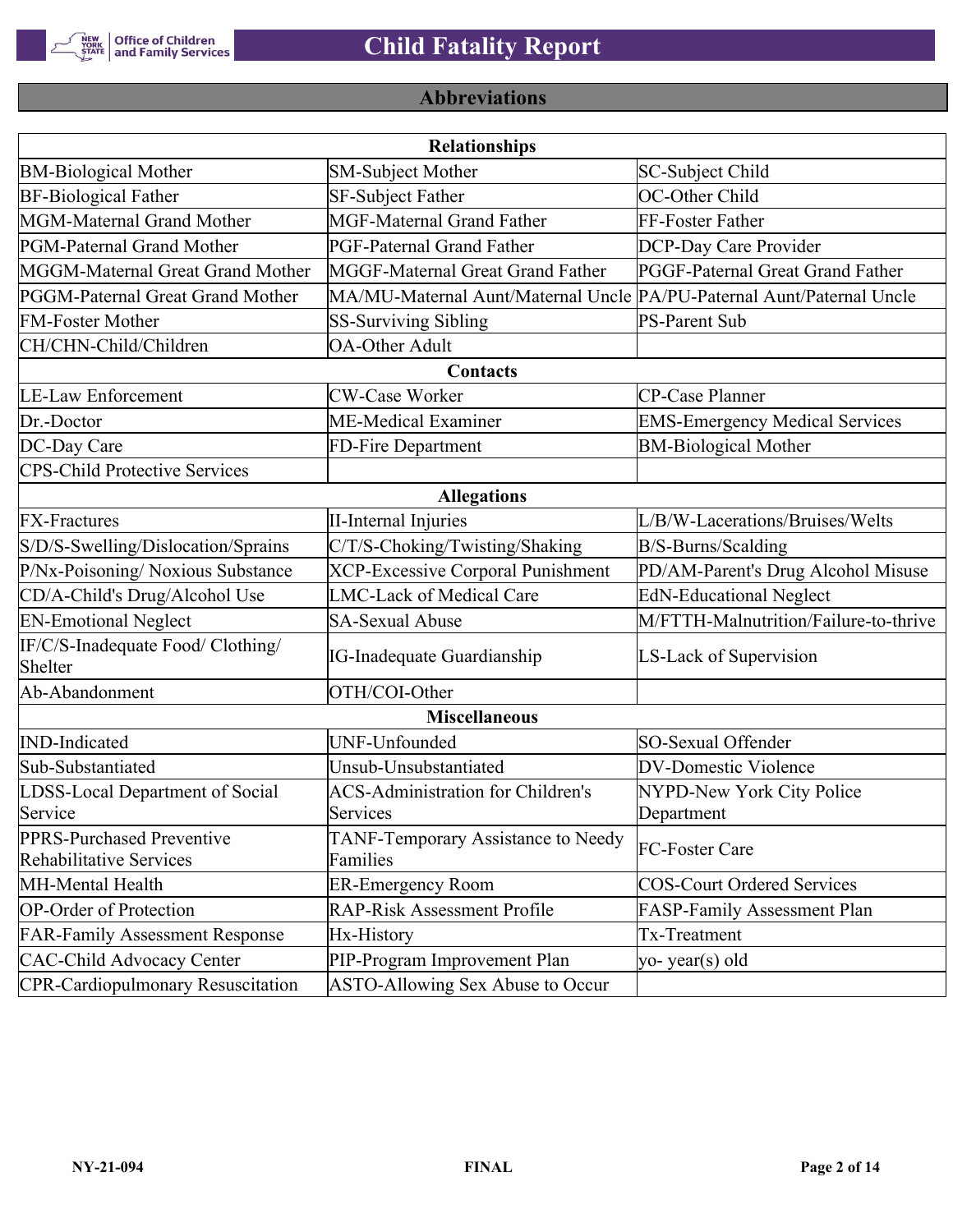## Abbreviations

| Relationships | | |
|---|---|---|
| BM-Biological Mother | SM-Subject Mother | SC-Subject Child |
| BF-Biological Father | SF-Subject Father | OC-Other Child |
| MGM-Maternal Grand Mother | MGF-Maternal Grand Father | FF-Foster Father |
| PGM-Paternal Grand Mother | PGF-Paternal Grand Father | DCP-Day Care Provider |
| MGGM-Maternal Great Grand Mother | MGGF-Maternal Great Grand Father | PGGF-Paternal Great Grand Father |
| PGGM-Paternal Great Grand Mother | MA/MU-Maternal Aunt/Maternal Uncle | PA/PU-Paternal Aunt/Paternal Uncle |
| FM-Foster Mother | SS-Surviving Sibling | PS-Parent Sub |
| CH/CHN-Child/Children | OA-Other Adult | |
| **Contacts** | | |
| LE-Law Enforcement | CW-Case Worker | CP-Case Planner |
| Dr.-Doctor | ME-Medical Examiner | EMS-Emergency Medical Services |
| DC-Day Care | FD-Fire Department | BM-Biological Mother |
| CPS-Child Protective Services | | |
| **Allegations** | | |
| FX-Fractures | II-Internal Injuries | L/B/W-Lacerations/Bruises/Welts |
| S/D/S-Swelling/Dislocation/Sprains | C/T/S-Choking/Twisting/Shaking | B/S-Burns/Scalding |
| P/Nx-Poisoning/ Noxious Substance | XCP-Excessive Corporal Punishment | PD/AM-Parent's Drug Alcohol Misuse |
| CD/A-Child's Drug/Alcohol Use | LMC-Lack of Medical Care | EdN-Educational Neglect |
| EN-Emotional Neglect | SA-Sexual Abuse | M/FTTH-Malnutrition/Failure-to-thrive |
| IF/C/S-Inadequate Food/ Clothing/ Shelter | IG-Inadequate Guardianship | LS-Lack of Supervision |
| Ab-Abandonment | OTH/COI-Other | |
| **Miscellaneous** | | |
| IND-Indicated | UNF-Unfounded | SO-Sexual Offender |
| Sub-Substantiated | Unsub-Unsubstantiated | DV-Domestic Violence |
| LDSS-Local Department of Social Service | ACS-Administration for Children's Services | NYPD-New York City Police Department |
| PPRS-Purchased Preventive Rehabilitative Services | TANF-Temporary Assistance to Needy Families | FC-Foster Care |
| MH-Mental Health | ER-Emergency Room | COS-Court Ordered Services |
| OP-Order of Protection | RAP-Risk Assessment Profile | FASP-Family Assessment Plan |
| FAR-Family Assessment Response | Hx-History | Tx-Treatment |
| CAC-Child Advocacy Center | PIP-Program Improvement Plan | yo- year(s) old |
| CPR-Cardiopulmonary Resuscitation | ASTO-Allowing Sex Abuse to Occur | |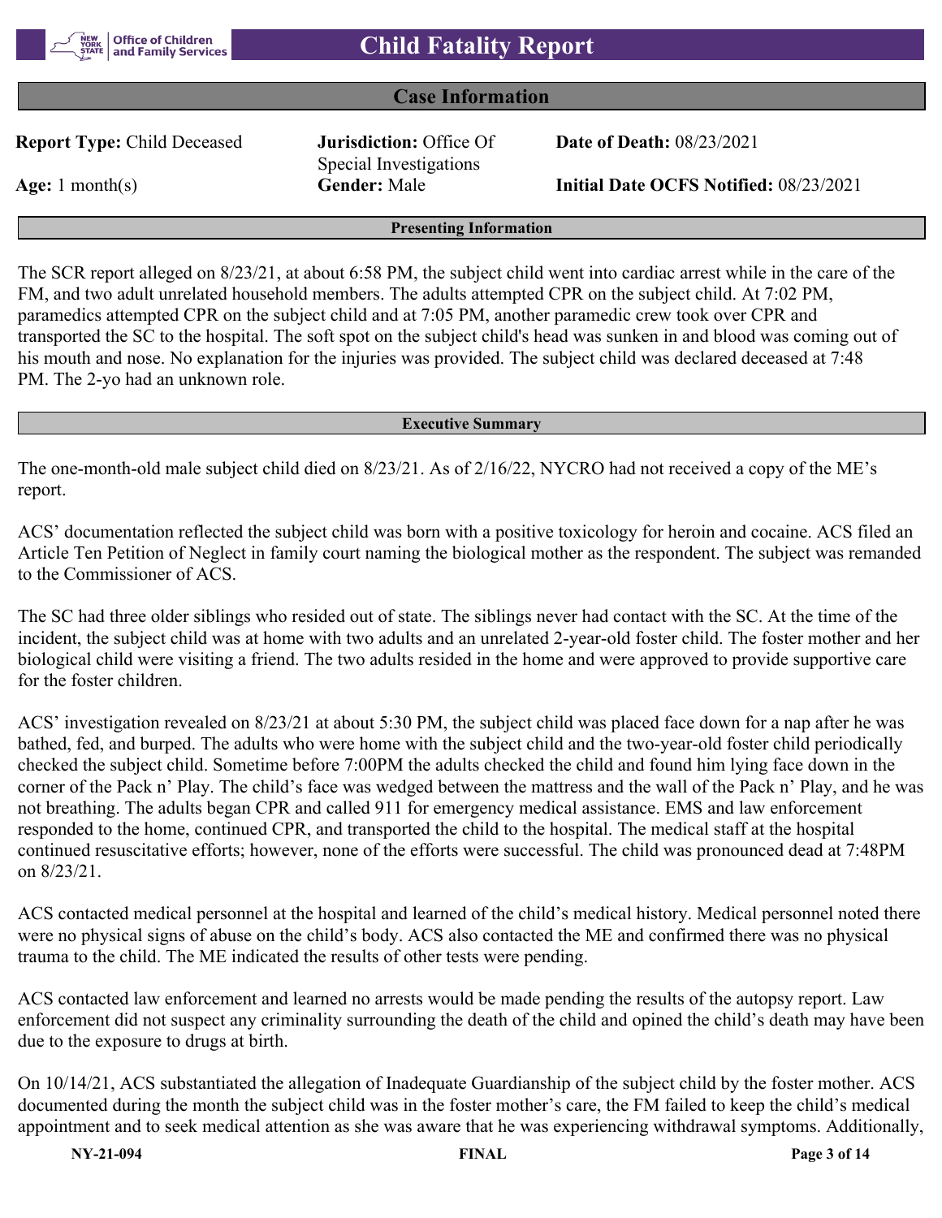# Child Fatality Report

## Case Information

| | | |
|---|---|---|
| **Report Type:** Child Deceased | **Jurisdiction:** Office Of Special Investigations | **Date of Death:** 08/23/2021 |
| **Age:** 1 month(s) | **Gender:** Male | **Initial Date OCFS Notified:** 08/23/2021 |

### Presenting Information

The SCR report alleged on 8/23/21, at about 6:58 PM, the subject child went into cardiac arrest while in the care of the FM, and two adult unrelated household members. The adults attempted CPR on the subject child. At 7:02 PM, paramedics attempted CPR on the subject child and at 7:05 PM, another paramedic crew took over CPR and transported the SC to the hospital. The soft spot on the subject child's head was sunken in and blood was coming out of his mouth and nose. No explanation for the injuries was provided. The subject child was declared deceased at 7:48 PM. The 2-yo had an unknown role.

### Executive Summary

The one-month-old male subject child died on 8/23/21. As of 2/16/22, NYCRO had not received a copy of the ME's report.

ACS' documentation reflected the subject child was born with a positive toxicology for heroin and cocaine. ACS filed an Article Ten Petition of Neglect in family court naming the biological mother as the respondent. The subject was remanded to the Commissioner of ACS.

The SC had three older siblings who resided out of state. The siblings never had contact with the SC. At the time of the incident, the subject child was at home with two adults and an unrelated 2-year-old foster child. The foster mother and her biological child were visiting a friend. The two adults resided in the home and were approved to provide supportive care for the foster children.

ACS' investigation revealed on 8/23/21 at about 5:30 PM, the subject child was placed face down for a nap after he was bathed, fed, and burped. The adults who were home with the subject child and the two-year-old foster child periodically checked the subject child. Sometime before 7:00PM the adults checked the child and found him lying face down in the corner of the Pack n' Play. The child's face was wedged between the mattress and the wall of the Pack n' Play, and he was not breathing. The adults began CPR and called 911 for emergency medical assistance. EMS and law enforcement responded to the home, continued CPR, and transported the child to the hospital. The medical staff at the hospital continued resuscitative efforts; however, none of the efforts were successful. The child was pronounced dead at 7:48PM on 8/23/21.

ACS contacted medical personnel at the hospital and learned of the child's medical history. Medical personnel noted there were no physical signs of abuse on the child's body. ACS also contacted the ME and confirmed there was no physical trauma to the child. The ME indicated the results of other tests were pending.

ACS contacted law enforcement and learned no arrests would be made pending the results of the autopsy report. Law enforcement did not suspect any criminality surrounding the death of the child and opined the child's death may have been due to the exposure to drugs at birth.

On 10/14/21, ACS substantiated the allegation of Inadequate Guardianship of the subject child by the foster mother. ACS documented during the month the subject child was in the foster mother's care, the FM failed to keep the child's medical appointment and to seek medical attention as she was aware that he was experiencing withdrawal symptoms. Additionally,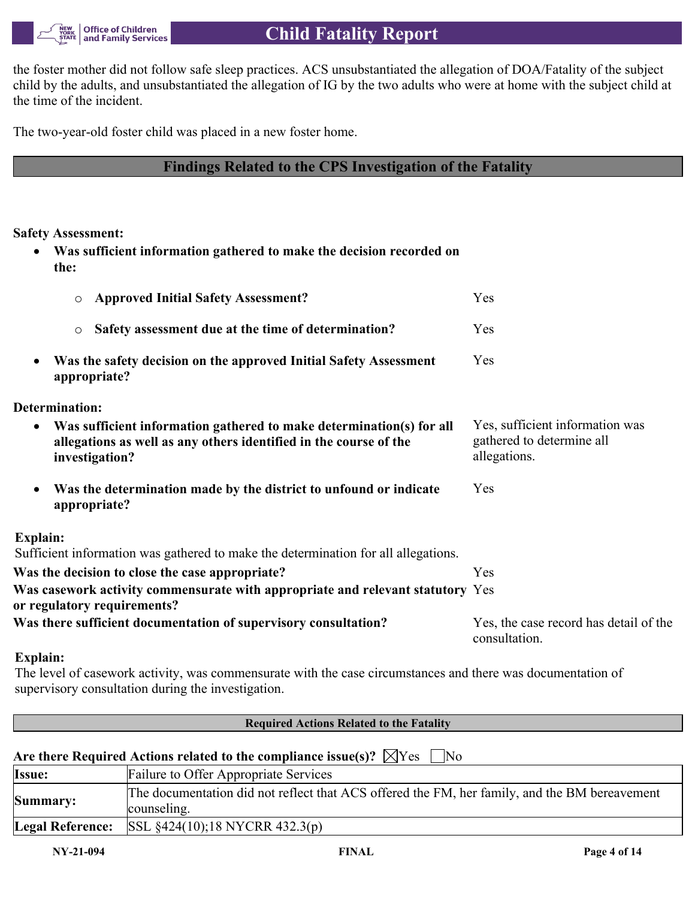the foster mother did not follow safe sleep practices. ACS unsubstantiated the allegation of DOA/Fatality of the subject child by the adults, and unsubstantiated the allegation of IG by the two adults who were at home with the subject child at the time of the incident.

The two-year-old foster child was placed in a new foster home.

## Findings Related to the CPS Investigation of the Fatality

**Safety Assessment:**

- **Was sufficient information gathered to make the decision recorded on the:**
  - **Approved Initial Safety Assessment?** Yes
  - **Safety assessment due at the time of determination?** Yes
- **Was the safety decision on the approved Initial Safety Assessment appropriate?** Yes

**Determination:**

- **Was sufficient information gathered to make determination(s) for all allegations as well as any others identified in the course of the investigation?** Yes, sufficient information was gathered to determine all allegations.
- **Was the determination made by the district to unfound or indicate appropriate?** Yes

**Explain:**
Sufficient information was gathered to make the determination for all allegations.

**Was the decision to close the case appropriate?** Yes

**Was casework activity commensurate with appropriate and relevant statutory or regulatory requirements?** Yes

**Was there sufficient documentation of supervisory consultation?** Yes, the case record has detail of the consultation.

**Explain:**
The level of casework activity, was commensurate with the case circumstances and there was documentation of supervisory consultation during the investigation.

### Required Actions Related to the Fatality

**Are there Required Actions related to the compliance issue(s)?** ☒Yes ☐No

| | |
|---|---|
| **Issue:** | Failure to Offer Appropriate Services |
| **Summary:** | The documentation did not reflect that ACS offered the FM, her family, and the BM bereavement counseling. |
| **Legal Reference:** | SSL §424(10);18 NYCRR 432.3(p) |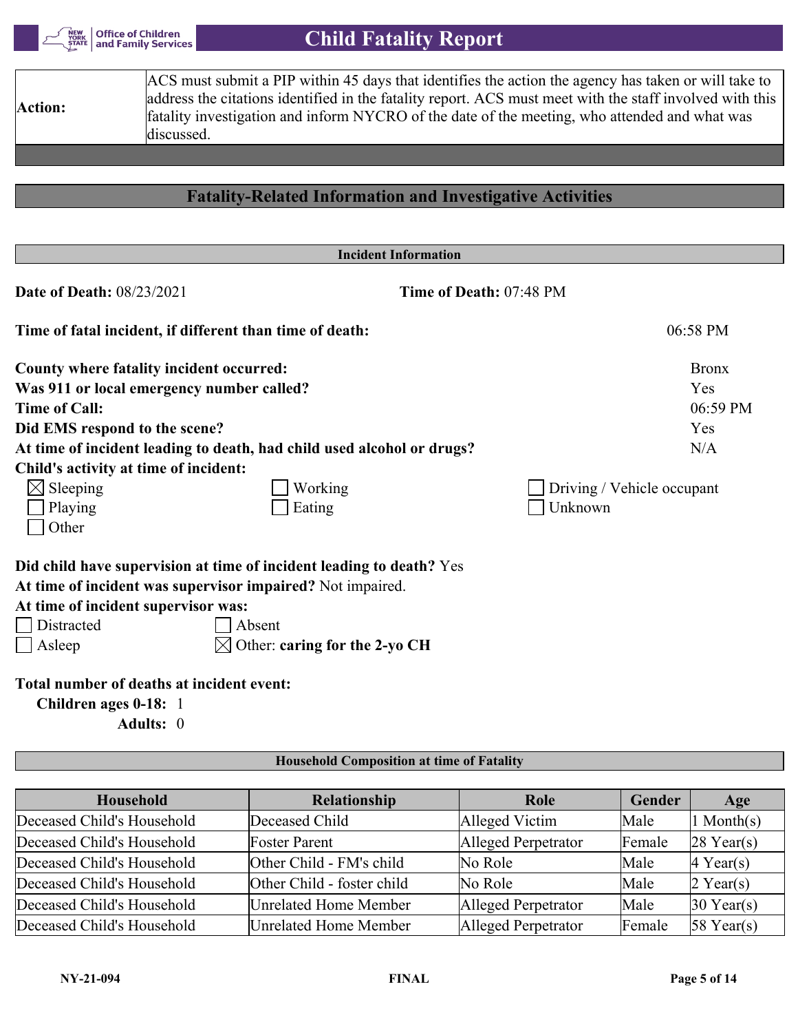| | |
|---|---|
| **Action:** | ACS must submit a PIP within 45 days that identifies the action the agency has taken or will take to address the citations identified in the fatality report. ACS must meet with the staff involved with this fatality investigation and inform NYCRO of the date of the meeting, who attended and what was discussed. |

## Fatality-Related Information and Investigative Activities

### Incident Information

**Date of Death:** 08/23/2021 **Time of Death:** 07:48 PM

**Time of fatal incident, if different than time of death:** 06:58 PM

**County where fatality incident occurred:** Bronx
**Was 911 or local emergency number called?** Yes
**Time of Call:** 06:59 PM
**Did EMS respond to the scene?** Yes
**At time of incident leading to death, had child used alcohol or drugs?** N/A
**Child's activity at time of incident:**

- [x] Sleeping
- [ ] Working
- [ ] Driving / Vehicle occupant
- [ ] Playing
- [ ] Eating
- [ ] Unknown
- [ ] Other

**Did child have supervision at time of incident leading to death?** Yes
**At time of incident was supervisor impaired?** Not impaired.
**At time of incident supervisor was:**

- [ ] Distracted
- [ ] Absent
- [ ] Asleep
- [x] Other: **caring for the 2-yo CH**

**Total number of deaths at incident event:**
**Children ages 0-18:** 1
**Adults:** 0

### Household Composition at time of Fatality

| Household | Relationship | Role | Gender | Age |
|---|---|---|---|---|
| Deceased Child's Household | Deceased Child | Alleged Victim | Male | 1 Month(s) |
| Deceased Child's Household | Foster Parent | Alleged Perpetrator | Female | 28 Year(s) |
| Deceased Child's Household | Other Child - FM's child | No Role | Male | 4 Year(s) |
| Deceased Child's Household | Other Child - foster child | No Role | Male | 2 Year(s) |
| Deceased Child's Household | Unrelated Home Member | Alleged Perpetrator | Male | 30 Year(s) |
| Deceased Child's Household | Unrelated Home Member | Alleged Perpetrator | Female | 58 Year(s) |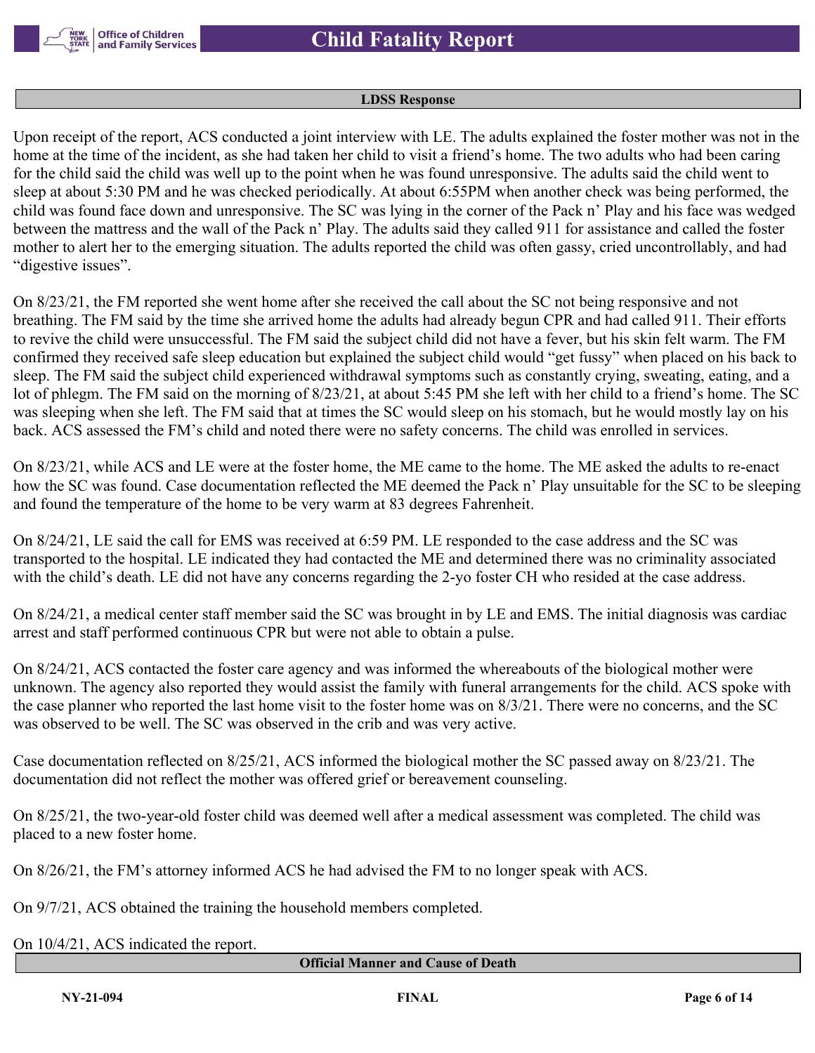## LDSS Response

Upon receipt of the report, ACS conducted a joint interview with LE. The adults explained the foster mother was not in the home at the time of the incident, as she had taken her child to visit a friend's home. The two adults who had been caring for the child said the child was well up to the point when he was found unresponsive. The adults said the child went to sleep at about 5:30 PM and he was checked periodically. At about 6:55PM when another check was being performed, the child was found face down and unresponsive. The SC was lying in the corner of the Pack n' Play and his face was wedged between the mattress and the wall of the Pack n' Play. The adults said they called 911 for assistance and called the foster mother to alert her to the emerging situation. The adults reported the child was often gassy, cried uncontrollably, and had "digestive issues".

On 8/23/21, the FM reported she went home after she received the call about the SC not being responsive and not breathing. The FM said by the time she arrived home the adults had already begun CPR and had called 911. Their efforts to revive the child were unsuccessful. The FM said the subject child did not have a fever, but his skin felt warm. The FM confirmed they received safe sleep education but explained the subject child would "get fussy" when placed on his back to sleep. The FM said the subject child experienced withdrawal symptoms such as constantly crying, sweating, eating, and a lot of phlegm. The FM said on the morning of 8/23/21, at about 5:45 PM she left with her child to a friend's home. The SC was sleeping when she left. The FM said that at times the SC would sleep on his stomach, but he would mostly lay on his back. ACS assessed the FM's child and noted there were no safety concerns. The child was enrolled in services.

On 8/23/21, while ACS and LE were at the foster home, the ME came to the home. The ME asked the adults to re-enact how the SC was found. Case documentation reflected the ME deemed the Pack n' Play unsuitable for the SC to be sleeping and found the temperature of the home to be very warm at 83 degrees Fahrenheit.

On 8/24/21, LE said the call for EMS was received at 6:59 PM. LE responded to the case address and the SC was transported to the hospital. LE indicated they had contacted the ME and determined there was no criminality associated with the child's death. LE did not have any concerns regarding the 2-yo foster CH who resided at the case address.

On 8/24/21, a medical center staff member said the SC was brought in by LE and EMS. The initial diagnosis was cardiac arrest and staff performed continuous CPR but were not able to obtain a pulse.

On 8/24/21, ACS contacted the foster care agency and was informed the whereabouts of the biological mother were unknown. The agency also reported they would assist the family with funeral arrangements for the child. ACS spoke with the case planner who reported the last home visit to the foster home was on 8/3/21. There were no concerns, and the SC was observed to be well. The SC was observed in the crib and was very active.

Case documentation reflected on 8/25/21, ACS informed the biological mother the SC passed away on 8/23/21. The documentation did not reflect the mother was offered grief or bereavement counseling.

On 8/25/21, the two-year-old foster child was deemed well after a medical assessment was completed. The child was placed to a new foster home.

On 8/26/21, the FM's attorney informed ACS he had advised the FM to no longer speak with ACS.

On 9/7/21, ACS obtained the training the household members completed.

On 10/4/21, ACS indicated the report.

## Official Manner and Cause of Death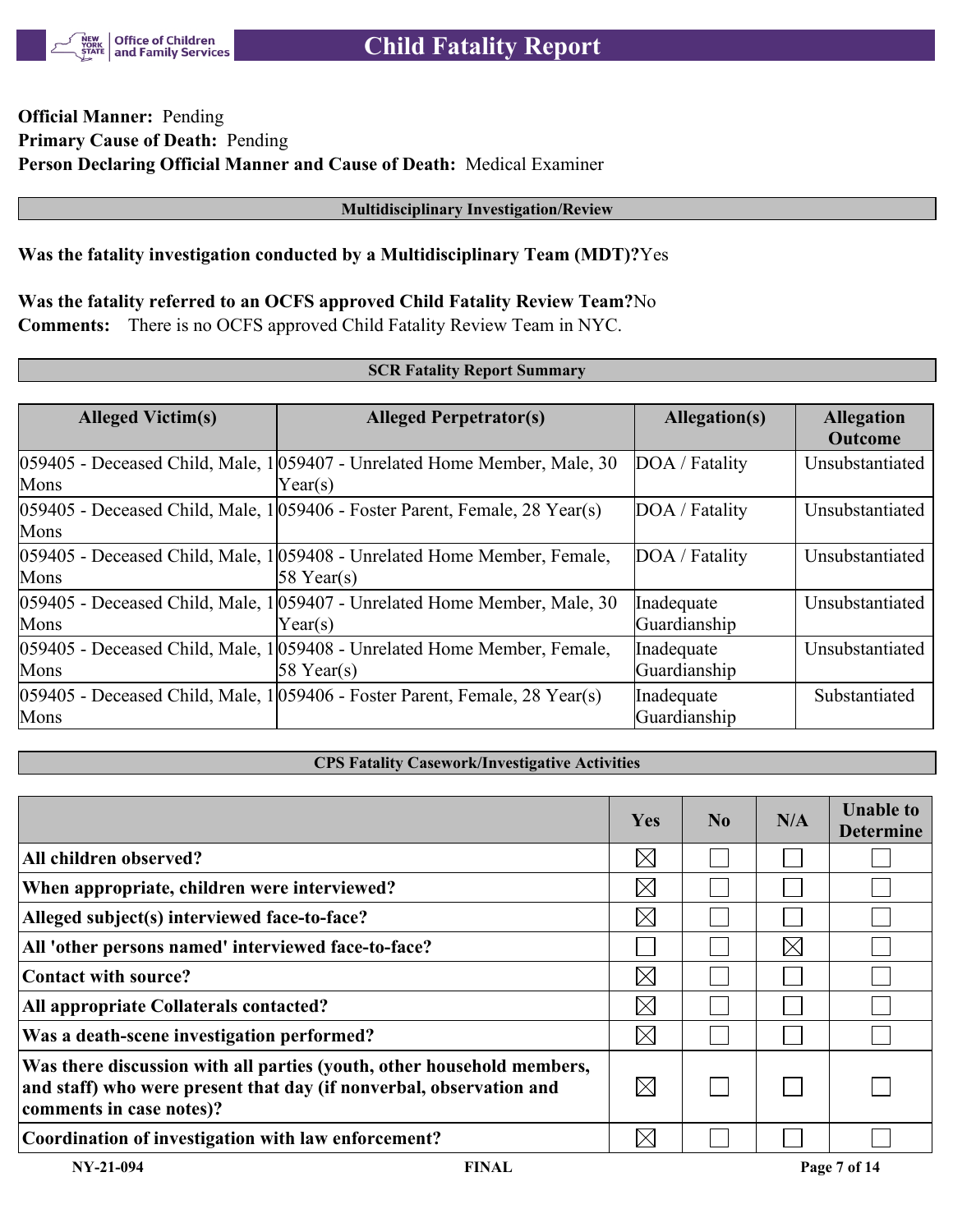**Official Manner:** Pending
**Primary Cause of Death:** Pending
**Person Declaring Official Manner and Cause of Death:** Medical Examiner

## Multidisciplinary Investigation/Review

**Was the fatality investigation conducted by a Multidisciplinary Team (MDT)?** Yes

**Was the fatality referred to an OCFS approved Child Fatality Review Team?** No
**Comments:** There is no OCFS approved Child Fatality Review Team in NYC.

## SCR Fatality Report Summary

| Alleged Victim(s) | Alleged Perpetrator(s) | Allegation(s) | Allegation Outcome |
|---|---|---|---|
| 059405 - Deceased Child, Male, 1 Mons | 059407 - Unrelated Home Member, Male, 30 Year(s) | DOA / Fatality | Unsubstantiated |
| 059405 - Deceased Child, Male, 1 Mons | 059406 - Foster Parent, Female, 28 Year(s) | DOA / Fatality | Unsubstantiated |
| 059405 - Deceased Child, Male, 1 Mons | 059408 - Unrelated Home Member, Female, 58 Year(s) | DOA / Fatality | Unsubstantiated |
| 059405 - Deceased Child, Male, 1 Mons | 059407 - Unrelated Home Member, Male, 30 Year(s) | Inadequate Guardianship | Unsubstantiated |
| 059405 - Deceased Child, Male, 1 Mons | 059408 - Unrelated Home Member, Female, 58 Year(s) | Inadequate Guardianship | Unsubstantiated |
| 059405 - Deceased Child, Male, 1 Mons | 059406 - Foster Parent, Female, 28 Year(s) | Inadequate Guardianship | Substantiated |

## CPS Fatality Casework/Investigative Activities

| | Yes | No | N/A | Unable to Determine |
|---|---|---|---|---|
| **All children observed?** | ☒ | ☐ | ☐ | ☐ |
| **When appropriate, children were interviewed?** | ☒ | ☐ | ☐ | ☐ |
| **Alleged subject(s) interviewed face-to-face?** | ☒ | ☐ | ☐ | ☐ |
| **All 'other persons named' interviewed face-to-face?** | ☐ | ☐ | ☒ | ☐ |
| **Contact with source?** | ☒ | ☐ | ☐ | ☐ |
| **All appropriate Collaterals contacted?** | ☒ | ☐ | ☐ | ☐ |
| **Was a death-scene investigation performed?** | ☒ | ☐ | ☐ | ☐ |
| **Was there discussion with all parties (youth, other household members, and staff) who were present that day (if nonverbal, observation and comments in case notes)?** | ☒ | ☐ | ☐ | ☐ |
| **Coordination of investigation with law enforcement?** | ☒ | ☐ | ☐ | ☐ |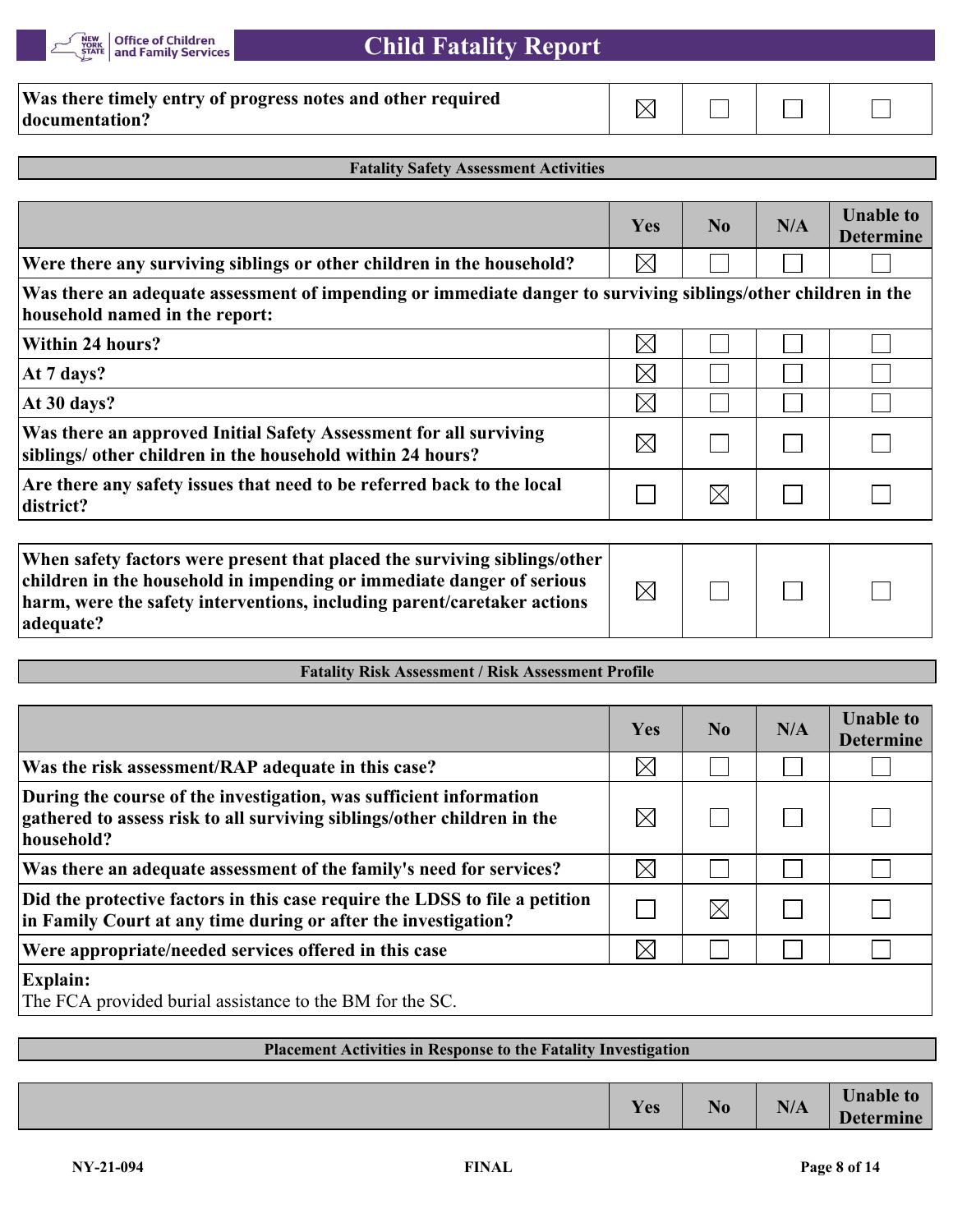| | Yes | No | N/A | Unable to Determine |
|---|---|---|---|---|
| Was there timely entry of progress notes and other required documentation? | ☒ | ☐ | ☐ | ☐ |

### Fatality Safety Assessment Activities

| | Yes | No | N/A | Unable to Determine |
|---|---|---|---|---|
| Were there any surviving siblings or other children in the household? | ☒ | ☐ | ☐ | ☐ |
| **Was there an adequate assessment of impending or immediate danger to surviving siblings/other children in the household named in the report:** | | | | |
| Within 24 hours? | ☒ | ☐ | ☐ | ☐ |
| At 7 days? | ☒ | ☐ | ☐ | ☐ |
| At 30 days? | ☒ | ☐ | ☐ | ☐ |
| Was there an approved Initial Safety Assessment for all surviving siblings/ other children in the household within 24 hours? | ☒ | ☐ | ☐ | ☐ |
| Are there any safety issues that need to be referred back to the local district? | ☐ | ☒ | ☐ | ☐ |
| When safety factors were present that placed the surviving siblings/other children in the household in impending or immediate danger of serious harm, were the safety interventions, including parent/caretaker actions adequate? | ☒ | ☐ | ☐ | ☐ |

### Fatality Risk Assessment / Risk Assessment Profile

| | Yes | No | N/A | Unable to Determine |
|---|---|---|---|---|
| Was the risk assessment/RAP adequate in this case? | ☒ | ☐ | ☐ | ☐ |
| During the course of the investigation, was sufficient information gathered to assess risk to all surviving siblings/other children in the household? | ☒ | ☐ | ☐ | ☐ |
| Was there an adequate assessment of the family's need for services? | ☒ | ☐ | ☐ | ☐ |
| Did the protective factors in this case require the LDSS to file a petition in Family Court at any time during or after the investigation? | ☐ | ☒ | ☐ | ☐ |
| Were appropriate/needed services offered in this case | ☒ | ☐ | ☐ | ☐ |

**Explain:**
The FCA provided burial assistance to the BM for the SC.

### Placement Activities in Response to the Fatality Investigation

| | Yes | No | N/A | Unable to Determine |
|---|---|---|---|---|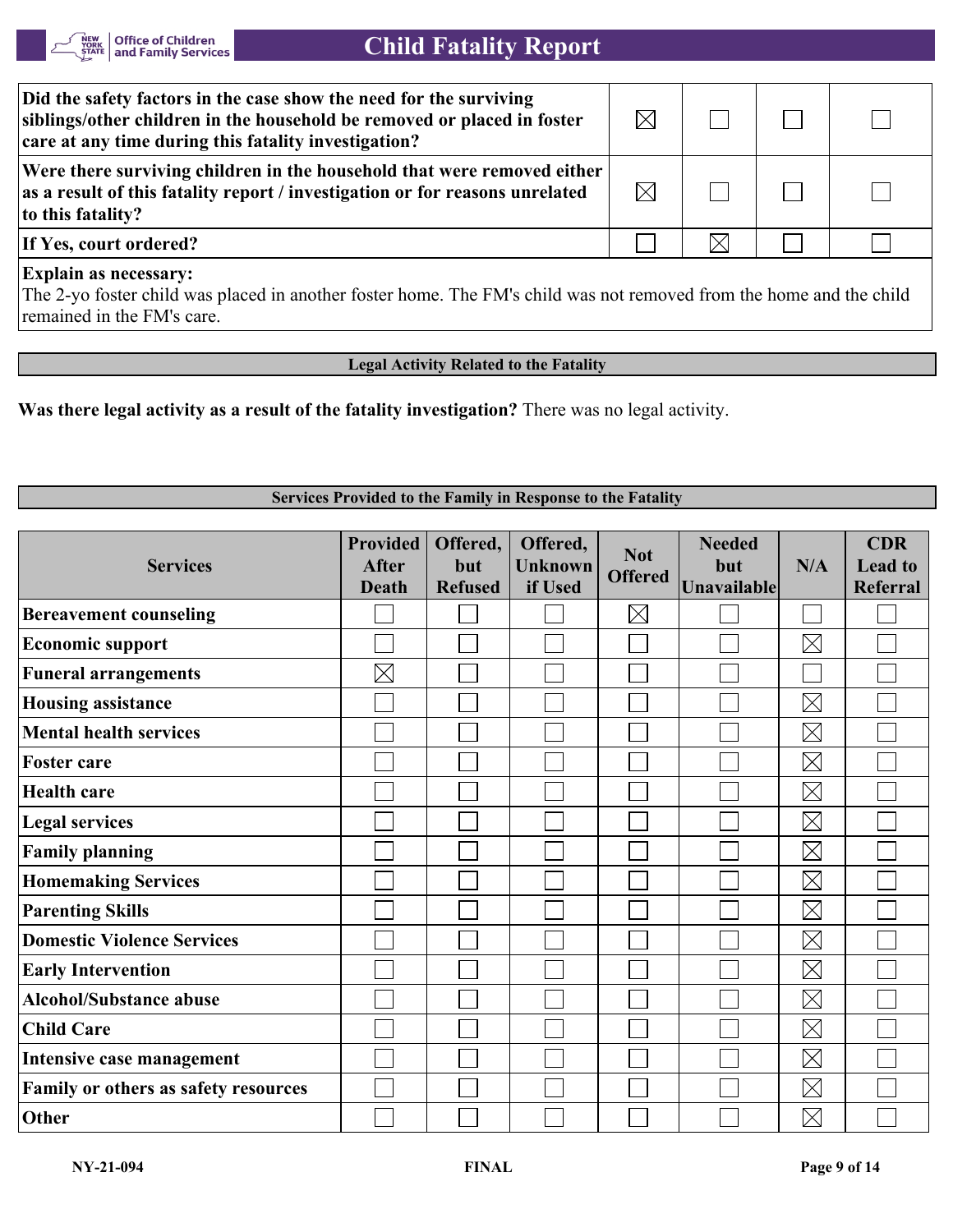| | | | | |
|---|---|---|---|---|
| **Did the safety factors in the case show the need for the surviving siblings/other children in the household be removed or placed in foster care at any time during this fatality investigation?** | ☒ | ☐ | ☐ | ☐ |
| **Were there surviving children in the household that were removed either as a result of this fatality report / investigation or for reasons unrelated to this fatality?** | ☒ | ☐ | ☐ | ☐ |
| **If Yes, court ordered?** | ☐ | ☒ | ☐ | ☐ |

**Explain as necessary:**
The 2-yo foster child was placed in another foster home. The FM's child was not removed from the home and the child remained in the FM's care.

## Legal Activity Related to the Fatality

**Was there legal activity as a result of the fatality investigation?** There was no legal activity.

## Services Provided to the Family in Response to the Fatality

| Services | Provided After Death | Offered, but Refused | Offered, Unknown if Used | Not Offered | Needed but Unavailable | N/A | CDR Lead to Referral |
|---|---|---|---|---|---|---|---|
| Bereavement counseling | ☐ | ☐ | ☐ | ☒ | ☐ | ☐ | ☐ |
| Economic support | ☐ | ☐ | ☐ | ☐ | ☐ | ☒ | ☐ |
| Funeral arrangements | ☒ | ☐ | ☐ | ☐ | ☐ | ☐ | ☐ |
| Housing assistance | ☐ | ☐ | ☐ | ☐ | ☐ | ☒ | ☐ |
| Mental health services | ☐ | ☐ | ☐ | ☐ | ☐ | ☒ | ☐ |
| Foster care | ☐ | ☐ | ☐ | ☐ | ☐ | ☒ | ☐ |
| Health care | ☐ | ☐ | ☐ | ☐ | ☐ | ☒ | ☐ |
| Legal services | ☐ | ☐ | ☐ | ☐ | ☐ | ☒ | ☐ |
| Family planning | ☐ | ☐ | ☐ | ☐ | ☐ | ☒ | ☐ |
| Homemaking Services | ☐ | ☐ | ☐ | ☐ | ☐ | ☒ | ☐ |
| Parenting Skills | ☐ | ☐ | ☐ | ☐ | ☐ | ☒ | ☐ |
| Domestic Violence Services | ☐ | ☐ | ☐ | ☐ | ☐ | ☒ | ☐ |
| Early Intervention | ☐ | ☐ | ☐ | ☐ | ☐ | ☒ | ☐ |
| Alcohol/Substance abuse | ☐ | ☐ | ☐ | ☐ | ☐ | ☒ | ☐ |
| Child Care | ☐ | ☐ | ☐ | ☐ | ☐ | ☒ | ☐ |
| Intensive case management | ☐ | ☐ | ☐ | ☐ | ☐ | ☒ | ☐ |
| Family or others as safety resources | ☐ | ☐ | ☐ | ☐ | ☐ | ☒ | ☐ |
| Other | ☐ | ☐ | ☐ | ☐ | ☐ | ☒ | ☐ |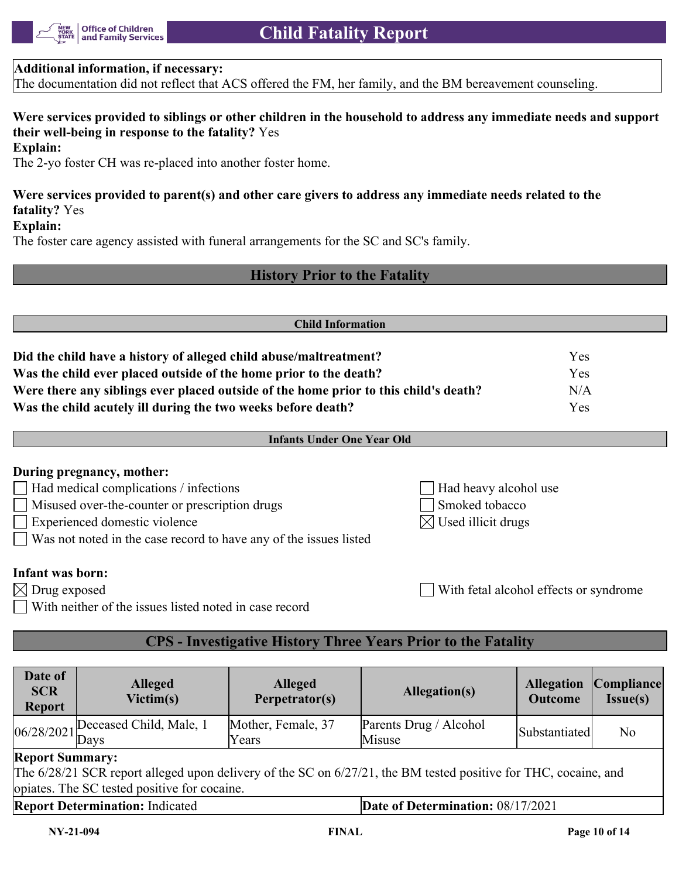**Additional information, if necessary:**
The documentation did not reflect that ACS offered the FM, her family, and the BM bereavement counseling.

**Were services provided to siblings or other children in the household to address any immediate needs and support their well-being in response to the fatality?** Yes
**Explain:**
The 2-yo foster CH was re-placed into another foster home.

**Were services provided to parent(s) and other care givers to address any immediate needs related to the fatality?** Yes
**Explain:**
The foster care agency assisted with funeral arrangements for the SC and SC's family.

## History Prior to the Fatality

### Child Information

| | |
|---|---|
| **Did the child have a history of alleged child abuse/maltreatment?** | Yes |
| **Was the child ever placed outside of the home prior to the death?** | Yes |
| **Were there any siblings ever placed outside of the home prior to this child's death?** | N/A |
| **Was the child acutely ill during the two weeks before death?** | Yes |

### Infants Under One Year Old

**During pregnancy, mother:**

- ☐ Had medical complications / infections
- ☐ Misused over-the-counter or prescription drugs
- ☐ Experienced domestic violence
- ☐ Was not noted in the case record to have any of the issues listed
- ☐ Had heavy alcohol use
- ☐ Smoked tobacco
- ☒ Used illicit drugs

**Infant was born:**

- ☒ Drug exposed
- ☐ With neither of the issues listed noted in case record
- ☐ With fetal alcohol effects or syndrome

## CPS - Investigative History Three Years Prior to the Fatality

| Date of SCR Report | Alleged Victim(s) | Alleged Perpetrator(s) | Allegation(s) | Allegation Outcome | Compliance Issue(s) |
|---|---|---|---|---|---|
| 06/28/2021 | Deceased Child, Male, 1 Days | Mother, Female, 37 Years | Parents Drug / Alcohol Misuse | Substantiated | No |

**Report Summary:**
The 6/28/21 SCR report alleged upon delivery of the SC on 6/27/21, the BM tested positive for THC, cocaine, and opiates. The SC tested positive for cocaine.

**Report Determination:** Indicated | **Date of Determination:** 08/17/2021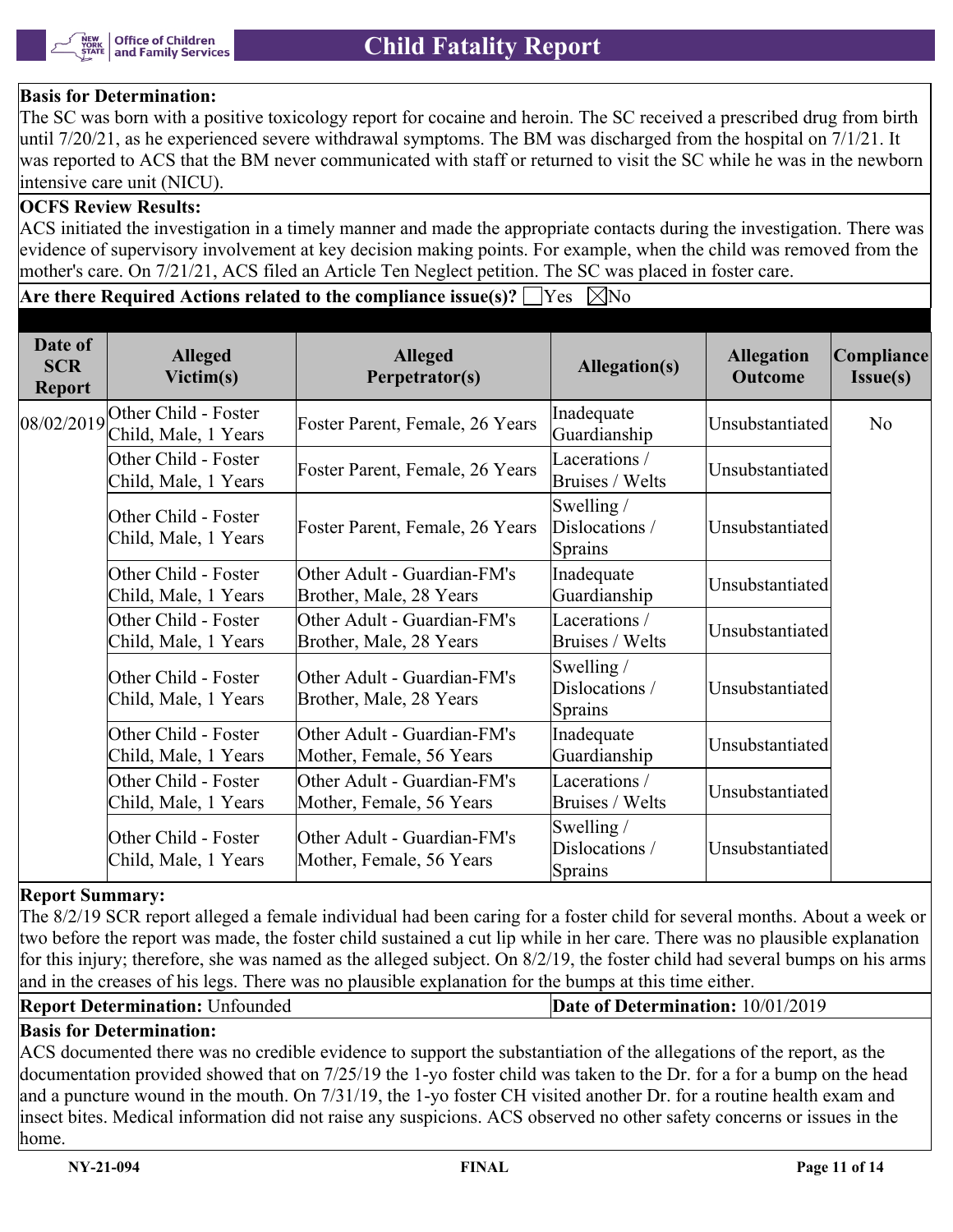**Basis for Determination:**
The SC was born with a positive toxicology report for cocaine and heroin. The SC received a prescribed drug from birth until 7/20/21, as he experienced severe withdrawal symptoms. The BM was discharged from the hospital on 7/1/21. It was reported to ACS that the BM never communicated with staff or returned to visit the SC while he was in the newborn intensive care unit (NICU).

**OCFS Review Results:**
ACS initiated the investigation in a timely manner and made the appropriate contacts during the investigation. There was evidence of supervisory involvement at key decision making points. For example, when the child was removed from the mother's care. On 7/21/21, ACS filed an Article Ten Neglect petition. The SC was placed in foster care.

**Are there Required Actions related to the compliance issue(s)?** ☐Yes ☒No

| Date of SCR Report | Alleged Victim(s) | Alleged Perpetrator(s) | Allegation(s) | Allegation Outcome | Compliance Issue(s) |
|---|---|---|---|---|---|
| 08/02/2019 | Other Child - Foster Child, Male, 1 Years | Foster Parent, Female, 26 Years | Inadequate Guardianship | Unsubstantiated | No |
| | Other Child - Foster Child, Male, 1 Years | Foster Parent, Female, 26 Years | Lacerations / Bruises / Welts | Unsubstantiated | |
| | Other Child - Foster Child, Male, 1 Years | Foster Parent, Female, 26 Years | Swelling / Dislocations / Sprains | Unsubstantiated | |
| | Other Child - Foster Child, Male, 1 Years | Other Adult - Guardian-FM's Brother, Male, 28 Years | Inadequate Guardianship | Unsubstantiated | |
| | Other Child - Foster Child, Male, 1 Years | Other Adult - Guardian-FM's Brother, Male, 28 Years | Lacerations / Bruises / Welts | Unsubstantiated | |
| | Other Child - Foster Child, Male, 1 Years | Other Adult - Guardian-FM's Brother, Male, 28 Years | Swelling / Dislocations / Sprains | Unsubstantiated | |
| | Other Child - Foster Child, Male, 1 Years | Other Adult - Guardian-FM's Mother, Female, 56 Years | Inadequate Guardianship | Unsubstantiated | |
| | Other Child - Foster Child, Male, 1 Years | Other Adult - Guardian-FM's Mother, Female, 56 Years | Lacerations / Bruises / Welts | Unsubstantiated | |
| | Other Child - Foster Child, Male, 1 Years | Other Adult - Guardian-FM's Mother, Female, 56 Years | Swelling / Dislocations / Sprains | Unsubstantiated | |

**Report Summary:**
The 8/2/19 SCR report alleged a female individual had been caring for a foster child for several months. About a week or two before the report was made, the foster child sustained a cut lip while in her care. There was no plausible explanation for this injury; therefore, she was named as the alleged subject. On 8/2/19, the foster child had several bumps on his arms and in the creases of his legs. There was no plausible explanation for the bumps at this time either.

**Report Determination:** Unfounded | **Date of Determination:** 10/01/2019

**Basis for Determination:**
ACS documented there was no credible evidence to support the substantiation of the allegations of the report, as the documentation provided showed that on 7/25/19 the 1-yo foster child was taken to the Dr. for a for a bump on the head and a puncture wound in the mouth. On 7/31/19, the 1-yo foster CH visited another Dr. for a routine health exam and insect bites. Medical information did not raise any suspicions. ACS observed no other safety concerns or issues in the home.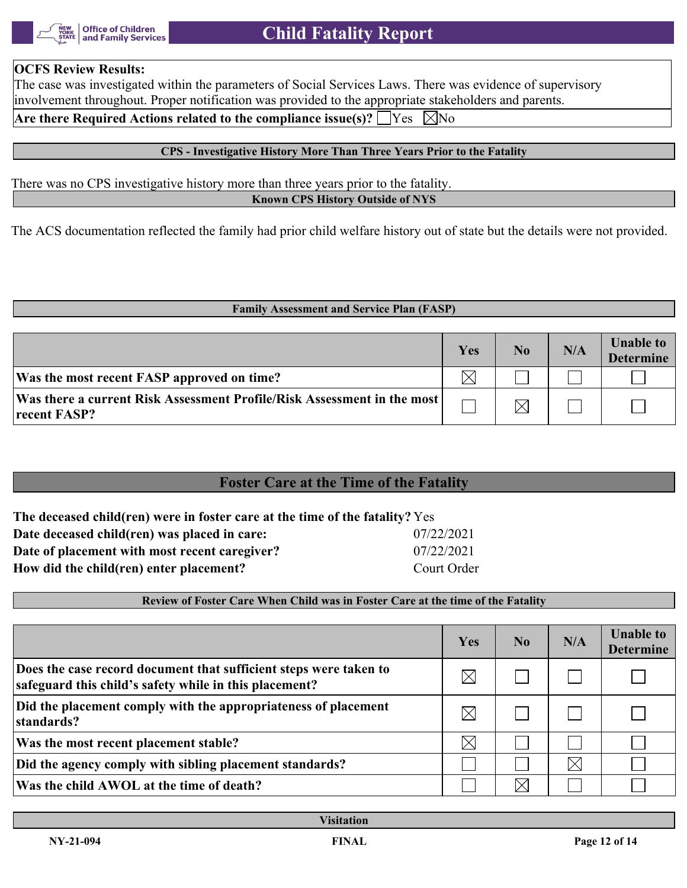**OCFS Review Results:**
The case was investigated within the parameters of Social Services Laws. There was evidence of supervisory involvement throughout. Proper notification was provided to the appropriate stakeholders and parents.

**Are there Required Actions related to the compliance issue(s)?** ☐ Yes ☒ No

### CPS - Investigative History More Than Three Years Prior to the Fatality

There was no CPS investigative history more than three years prior to the fatality.

### Known CPS History Outside of NYS

The ACS documentation reflected the family had prior child welfare history out of state but the details were not provided.

### Family Assessment and Service Plan (FASP)

| | Yes | No | N/A | Unable to Determine |
|---|---|---|---|---|
| **Was the most recent FASP approved on time?** | ☒ | ☐ | ☐ | ☐ |
| **Was there a current Risk Assessment Profile/Risk Assessment in the most recent FASP?** | ☐ | ☒ | ☐ | ☐ |

## Foster Care at the Time of the Fatality

**The deceased child(ren) were in foster care at the time of the fatality?** Yes
**Date deceased child(ren) was placed in care:** 07/22/2021
**Date of placement with most recent caregiver?** 07/22/2021
**How did the child(ren) enter placement?** Court Order

### Review of Foster Care When Child was in Foster Care at the time of the Fatality

| | Yes | No | N/A | Unable to Determine |
|---|---|---|---|---|
| **Does the case record document that sufficient steps were taken to safeguard this child's safety while in this placement?** | ☒ | ☐ | ☐ | ☐ |
| **Did the placement comply with the appropriateness of placement standards?** | ☒ | ☐ | ☐ | ☐ |
| **Was the most recent placement stable?** | ☒ | ☐ | ☐ | ☐ |
| **Did the agency comply with sibling placement standards?** | ☐ | ☐ | ☒ | ☐ |
| **Was the child AWOL at the time of death?** | ☐ | ☒ | ☐ | ☐ |

### Visitation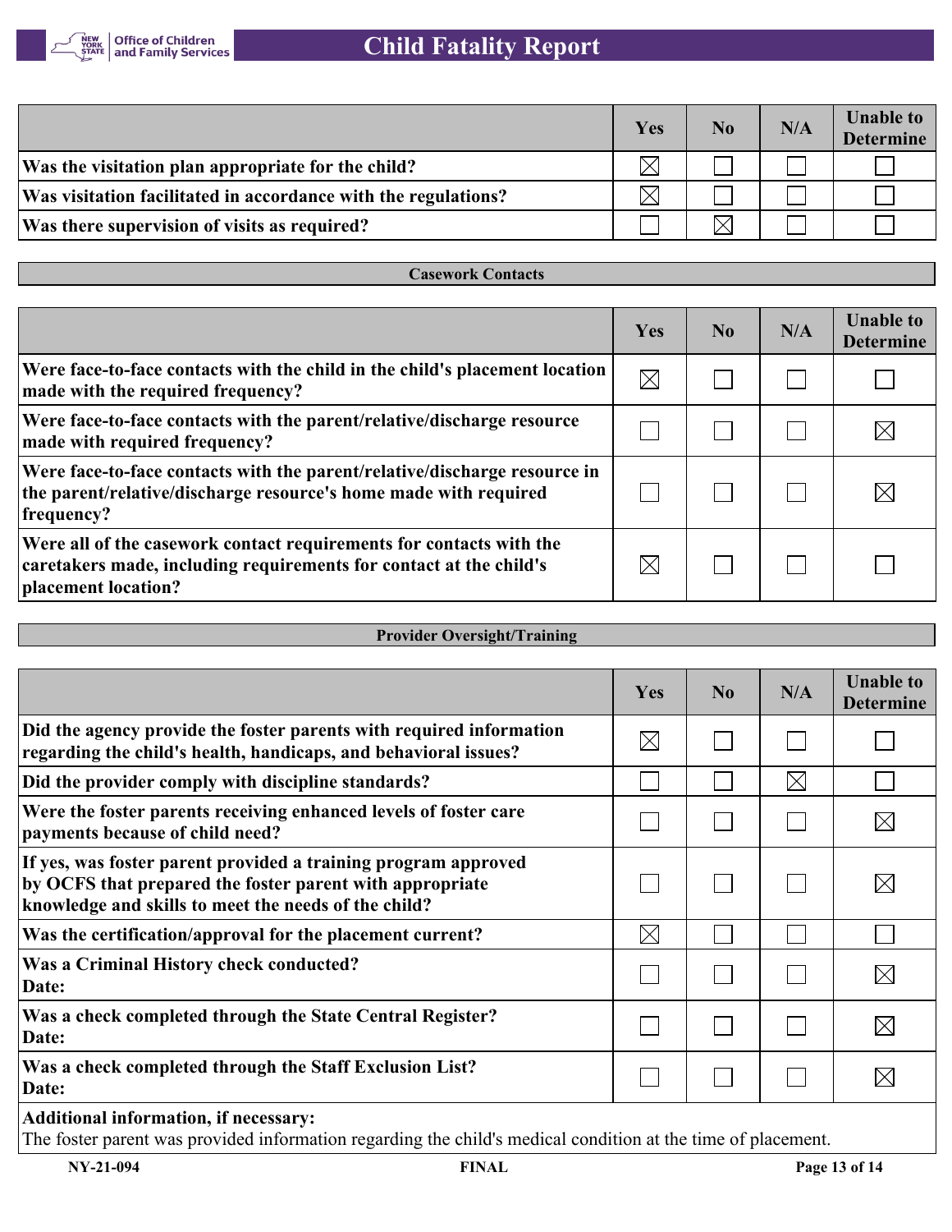| | Yes | No | N/A | Unable to Determine |
|---|---|---|---|---|
| **Was the visitation plan appropriate for the child?** | ☒ | ☐ | ☐ | ☐ |
| **Was visitation facilitated in accordance with the regulations?** | ☒ | ☐ | ☐ | ☐ |
| **Was there supervision of visits as required?** | ☐ | ☒ | ☐ | ☐ |

### Casework Contacts

| | Yes | No | N/A | Unable to Determine |
|---|---|---|---|---|
| **Were face-to-face contacts with the child in the child's placement location made with the required frequency?** | ☒ | ☐ | ☐ | ☐ |
| **Were face-to-face contacts with the parent/relative/discharge resource made with required frequency?** | ☐ | ☐ | ☐ | ☒ |
| **Were face-to-face contacts with the parent/relative/discharge resource in the parent/relative/discharge resource's home made with required frequency?** | ☐ | ☐ | ☐ | ☒ |
| **Were all of the casework contact requirements for contacts with the caretakers made, including requirements for contact at the child's placement location?** | ☒ | ☐ | ☐ | ☐ |

### Provider Oversight/Training

| | Yes | No | N/A | Unable to Determine |
|---|---|---|---|---|
| **Did the agency provide the foster parents with required information regarding the child's health, handicaps, and behavioral issues?** | ☒ | ☐ | ☐ | ☐ |
| **Did the provider comply with discipline standards?** | ☐ | ☐ | ☒ | ☐ |
| **Were the foster parents receiving enhanced levels of foster care payments because of child need?** | ☐ | ☐ | ☐ | ☒ |
| **If yes, was foster parent provided a training program approved by OCFS that prepared the foster parent with appropriate knowledge and skills to meet the needs of the child?** | ☐ | ☐ | ☐ | ☒ |
| **Was the certification/approval for the placement current?** | ☒ | ☐ | ☐ | ☐ |
| **Was a Criminal History check conducted?**<br>**Date:** | ☐ | ☐ | ☐ | ☒ |
| **Was a check completed through the State Central Register?**<br>**Date:** | ☐ | ☐ | ☐ | ☒ |
| **Was a check completed through the Staff Exclusion List?**<br>**Date:** | ☐ | ☐ | ☐ | ☒ |

**Additional information, if necessary:**
The foster parent was provided information regarding the child's medical condition at the time of placement.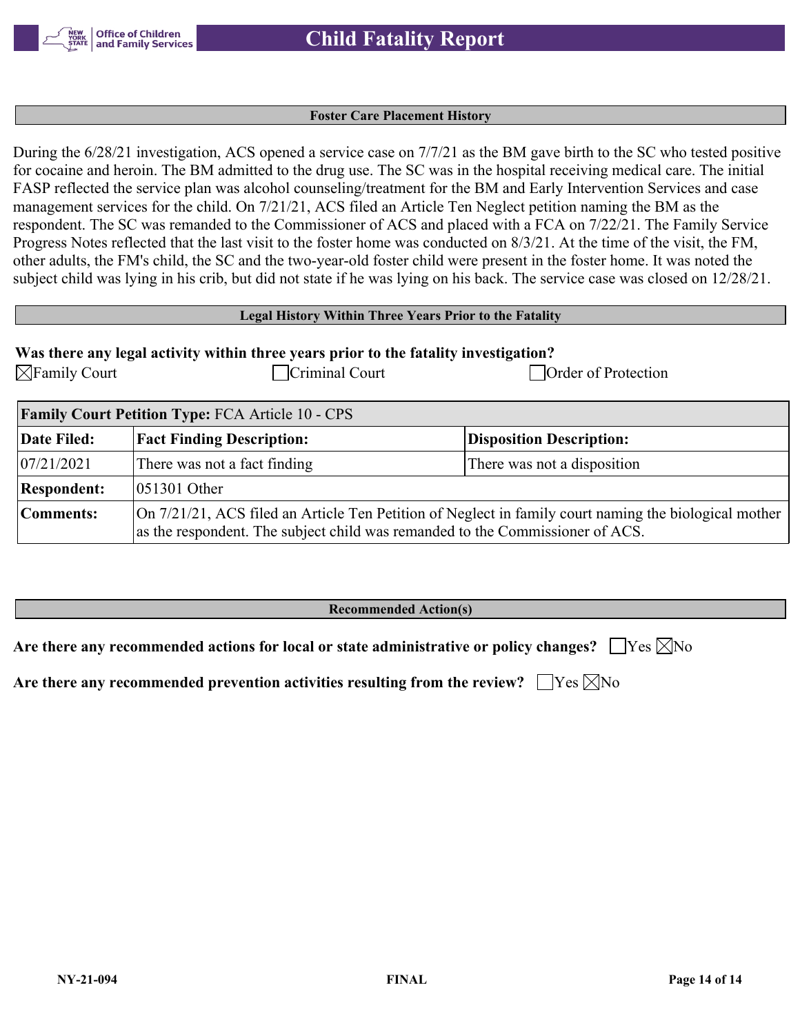## Foster Care Placement History

During the 6/28/21 investigation, ACS opened a service case on 7/7/21 as the BM gave birth to the SC who tested positive for cocaine and heroin. The BM admitted to the drug use. The SC was in the hospital receiving medical care. The initial FASP reflected the service plan was alcohol counseling/treatment for the BM and Early Intervention Services and case management services for the child. On 7/21/21, ACS filed an Article Ten Neglect petition naming the BM as the respondent. The SC was remanded to the Commissioner of ACS and placed with a FCA on 7/22/21. The Family Service Progress Notes reflected that the last visit to the foster home was conducted on 8/3/21. At the time of the visit, the FM, other adults, the FM's child, the SC and the two-year-old foster child were present in the foster home. It was noted the subject child was lying in his crib, but did not state if he was lying on his back. The service case was closed on 12/28/21.

## Legal History Within Three Years Prior to the Fatality

**Was there any legal activity within three years prior to the fatality investigation?**

☒ Family Court ☐ Criminal Court ☐ Order of Protection

| **Family Court Petition Type:** FCA Article 10 - CPS | | |
|---|---|---|
| **Date Filed:** | **Fact Finding Description:** | **Disposition Description:** |
| 07/21/2021 | There was not a fact finding | There was not a disposition |
| **Respondent:** | 051301 Other | |
| **Comments:** | On 7/21/21, ACS filed an Article Ten Petition of Neglect in family court naming the biological mother as the respondent. The subject child was remanded to the Commissioner of ACS. | |

## Recommended Action(s)

**Are there any recommended actions for local or state administrative or policy changes?** ☐ Yes ☒ No

**Are there any recommended prevention activities resulting from the review?** ☐ Yes ☒ No